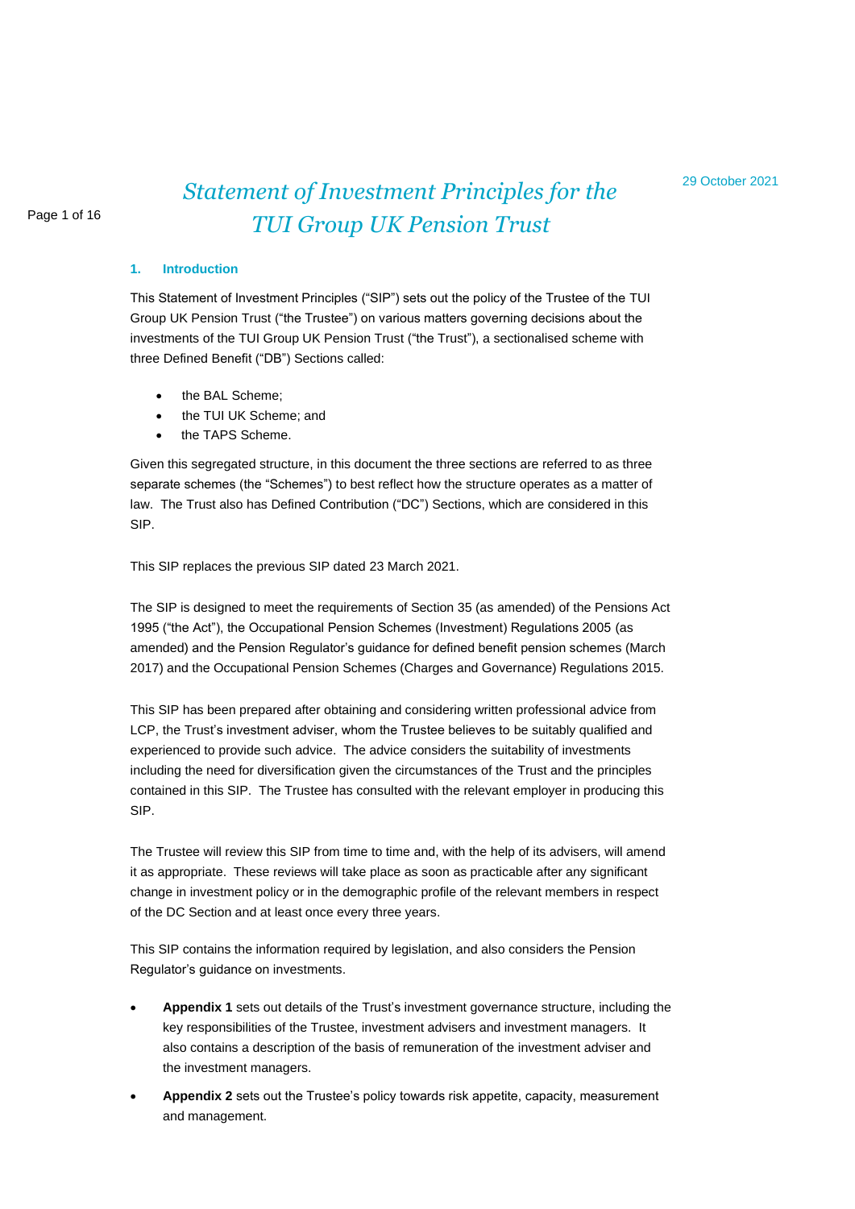29 October 2021

# *Statement of Investment Principles for the TUI Group UK Pension Trust*

## 1. Introduction

This Statement of Investment Principles ("SIP") sets out the policy of the Trustee of the TUI Group UK Pension Trust ("the Trustee") on various matters governing decisions about the investments of the TUI Group UK Pension Trust ("the Trust"), a sectionalised scheme with three Defined Benefit ("DB") Sections called:

- the BAL Scheme;
- the TUI UK Scheme; and
- the TAPS Scheme.

Given this segregated structure, in this document the three sections are referred to as three separate schemes (the "Schemes") to best reflect how the structure operates as a matter of law. The Trust also has Defined Contribution ("DC") Sections, which are considered in this SIP.

This SIP replaces the previous SIP dated 23 March 2021.

The SIP is designed to meet the requirements of Section 35 (as amended) of the Pensions Act 1995 ("the Act"), the Occupational Pension Schemes (Investment) Regulations 2005 (as amended) and the Pension Regulator's guidance for defined benefit pension schemes (March 2017) and the Occupational Pension Schemes (Charges and Governance) Regulations 2015.

This SIP has been prepared after obtaining and considering written professional advice from LCP, the Trust's investment adviser, whom the Trustee believes to be suitably qualified and experienced to provide such advice. The advice considers the suitability of investments including the need for diversification given the circumstances of the Trust and the principles contained in this SIP. The Trustee has consulted with the relevant employer in producing this SIP.

The Trustee will review this SIP from time to time and, with the help of its advisers, will amend it as appropriate. These reviews will take place as soon as practicable after any significant change in investment policy or in the demographic profile of the relevant members in respect of the DC Section and at least once every three years.

This SIP contains the information required by legislation, and also considers the Pension Regulator's guidance on investments.

- **Appendix 1** sets out details of the Trust's investment governance structure, including the key responsibilities of the Trustee, investment advisers and investment managers. It also contains a description of the basis of remuneration of the investment adviser and the investment managers.
- **Appendix 2** sets out the Trustee's policy towards risk appetite, capacity, measurement and management.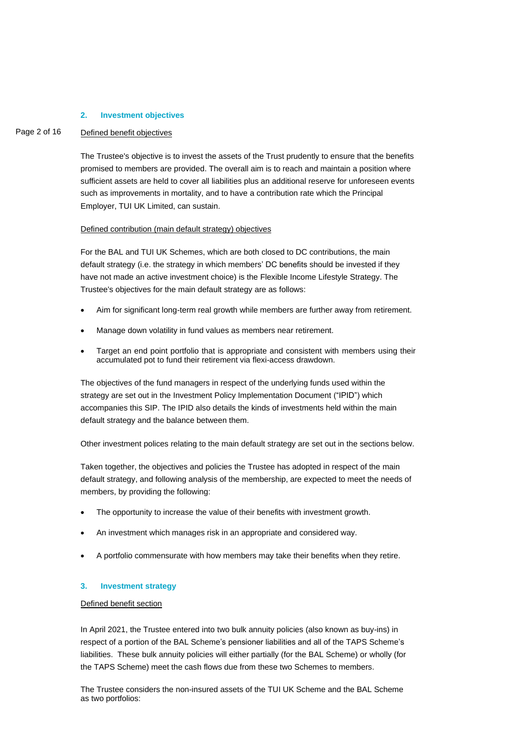## 2. Investment objectives

Defined benefit objectives

The Trustee's objective is to invest the assets of the Trust prudently to ensure that the benefits promised to members are provided. The overall aim is to reach and maintain a position where sufficient assets are held to cover all liabilities plus an additional reserve for unforeseen events such as improvements in mortality, and to have a contribution rate which the Principal Employer, TUI UK Limited, can sustain.

Defined contribution (main default strategy) objectives

For the BAL and TUI UK Schemes, which are both closed to DC contributions, the main default strategy (i.e. the strategy in which members' DC benefits should be invested if they have not made an active investment choice) is the Flexible Income Lifestyle Strategy. The Trustee's objectives for the main default strategy are as follows:

- Aim for significant long-term real growth while members are further away from retirement.
- Manage down volatility in fund values as members near retirement.
- Target an end point portfolio that is appropriate and consistent with members using their accumulated pot to fund their retirement via flexi-access drawdown.

The objectives of the fund managers in respect of the underlying funds used within the strategy are set out in the Investment Policy Implementation Document ("IPID") which accompanies this SIP. The IPID also details the kinds of investments held within the main default strategy and the balance between them.

Other investment polices relating to the main default strategy are set out in the sections below.

Taken together, the objectives and policies the Trustee has adopted in respect of the main default strategy, and following analysis of the membership, are expected to meet the needs of members, by providing the following:

- The opportunity to increase the value of their benefits with investment growth.
- An investment which manages risk in an appropriate and considered way.
- A portfolio commensurate with how members may take their benefits when they retire.

## 3. Investment strategy

Defined benefit section

In April 2021, the Trustee entered into two bulk annuity policies (also known as buy-ins) in respect of a portion of the BAL Scheme's pensioner liabilities and all of the TAPS Scheme's liabilities. These bulk annuity policies will either partially (for the BAL Scheme) or wholly (for the TAPS Scheme) meet the cash flows due from these two Schemes to members.

The Trustee considers the non-insured assets of the TUI UK Scheme and the BAL Scheme as two portfolios: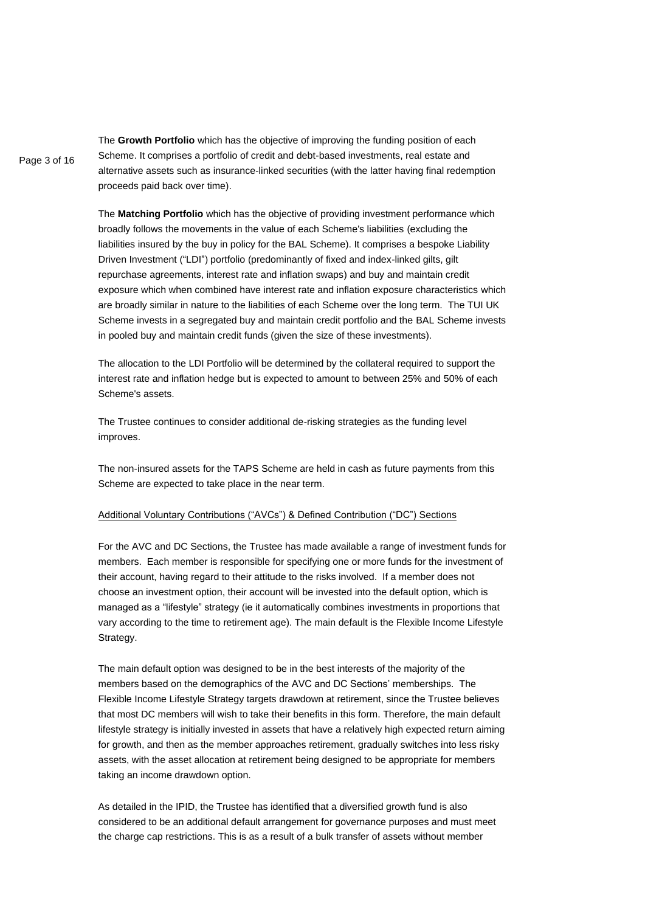The **Growth Portfolio** which has the objective of improving the funding position of each Scheme. It comprises a portfolio of credit and debt-based investments, real estate and alternative assets such as insurance-linked securities (with the latter having final redemption proceeds paid back over time).

The **Matching Portfolio** which has the objective of providing investment performance which broadly follows the movements in the value of each Scheme's liabilities (excluding the liabilities insured by the buy in policy for the BAL Scheme). It comprises a bespoke Liability Driven Investment ("LDI") portfolio (predominantly of fixed and index-linked gilts, gilt repurchase agreements, interest rate and inflation swaps) and buy and maintain credit exposure which when combined have interest rate and inflation exposure characteristics which are broadly similar in nature to the liabilities of each Scheme over the long term. The TUI UK Scheme invests in a segregated buy and maintain credit portfolio and the BAL Scheme invests in pooled buy and maintain credit funds (given the size of these investments).

The allocation to the LDI Portfolio will be determined by the collateral required to support the interest rate and inflation hedge but is expected to amount to between 25% and 50% of each Scheme's assets.

The Trustee continues to consider additional de-risking strategies as the funding level improves.

The non-insured assets for the TAPS Scheme are held in cash as future payments from this Scheme are expected to take place in the near term.

Additional Voluntary Contributions ("AVCs") & Defined Contribution ("DC") Sections

For the AVC and DC Sections, the Trustee has made available a range of investment funds for members. Each member is responsible for specifying one or more funds for the investment of their account, having regard to their attitude to the risks involved. If a member does not choose an investment option, their account will be invested into the default option, which is managed as a "lifestyle" strategy (ie it automatically combines investments in proportions that vary according to the time to retirement age). The main default is the Flexible Income Lifestyle Strategy.

The main default option was designed to be in the best interests of the majority of the members based on the demographics of the AVC and DC Sections' memberships. The Flexible Income Lifestyle Strategy targets drawdown at retirement, since the Trustee believes that most DC members will wish to take their benefits in this form. Therefore, the main default lifestyle strategy is initially invested in assets that have a relatively high expected return aiming for growth, and then as the member approaches retirement, gradually switches into less risky assets, with the asset allocation at retirement being designed to be appropriate for members taking an income drawdown option.

As detailed in the IPID, the Trustee has identified that a diversified growth fund is also considered to be an additional default arrangement for governance purposes and must meet the charge cap restrictions. This is as a result of a bulk transfer of assets without member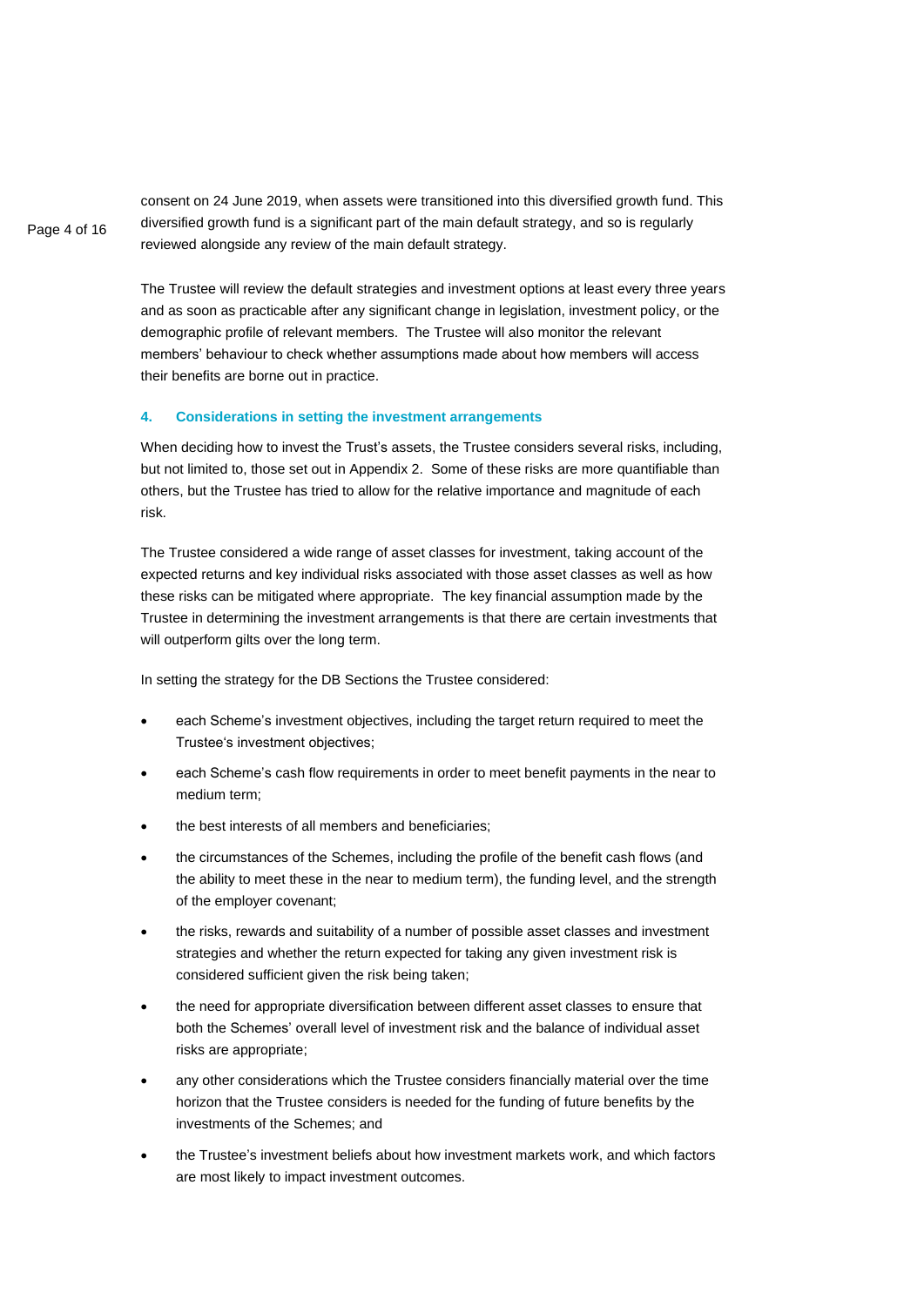consent on 24 June 2019, when assets were transitioned into this diversified growth fund. This diversified growth fund is a significant part of the main default strategy, and so is regularly reviewed alongside any review of the main default strategy.

The Trustee will review the default strategies and investment options at least every three years and as soon as practicable after any significant change in legislation, investment policy, or the demographic profile of relevant members. The Trustee will also monitor the relevant members' behaviour to check whether assumptions made about how members will access their benefits are borne out in practice.

#### 4. Considerations in setting the investment arrangements

When deciding how to invest the Trust's assets, the Trustee considers several risks, including, but not limited to, those set out in Appendix 2. Some of these risks are more quantifiable than others, but the Trustee has tried to allow for the relative importance and magnitude of each risk.

The Trustee considered a wide range of asset classes for investment, taking account of the expected returns and key individual risks associated with those asset classes as well as how these risks can be mitigated where appropriate. The key financial assumption made by the Trustee in determining the investment arrangements is that there are certain investments that will outperform gilts over the long term.

In setting the strategy for the DB Sections the Trustee considered:

- each Scheme's investment objectives, including the target return required to meet the Trustee's investment objectives;
- each Scheme's cash flow requirements in order to meet benefit payments in the near to medium term;
- the best interests of all members and beneficiaries;
- the circumstances of the Schemes, including the profile of the benefit cash flows (and the ability to meet these in the near to medium term), the funding level, and the strength of the employer covenant;
- the risks, rewards and suitability of a number of possible asset classes and investment strategies and whether the return expected for taking any given investment risk is considered sufficient given the risk being taken;
- the need for appropriate diversification between different asset classes to ensure that both the Schemes' overall level of investment risk and the balance of individual asset risks are appropriate;
- any other considerations which the Trustee considers financially material over the time horizon that the Trustee considers is needed for the funding of future benefits by the investments of the Schemes; and
- the Trustee's investment beliefs about how investment markets work, and which factors are most likely to impact investment outcomes.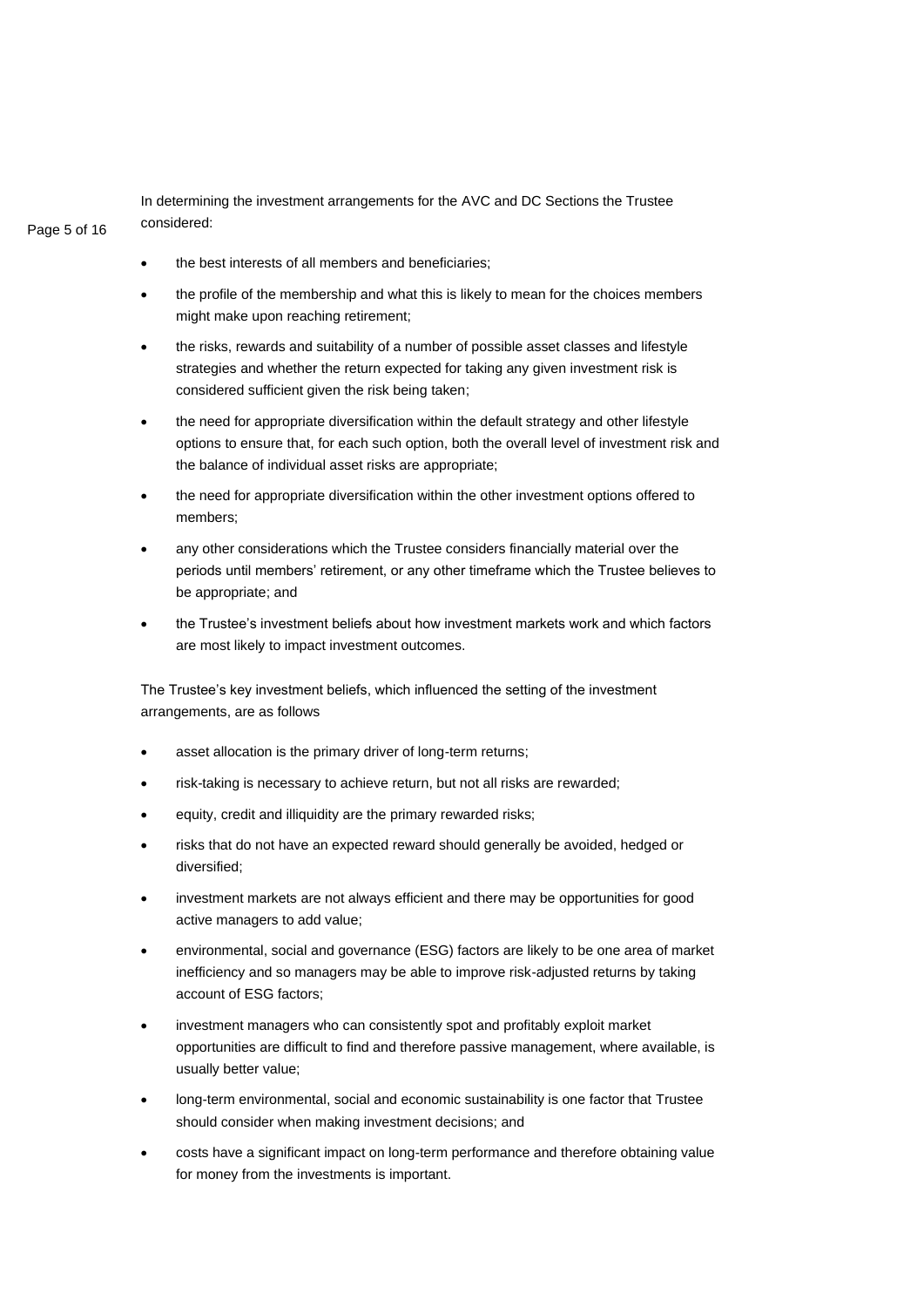In determining the investment arrangements for the AVC and DC Sections the Trustee considered:

- the best interests of all members and beneficiaries;
- the profile of the membership and what this is likely to mean for the choices members might make upon reaching retirement;
- the risks, rewards and suitability of a number of possible asset classes and lifestyle strategies and whether the return expected for taking any given investment risk is considered sufficient given the risk being taken;
- the need for appropriate diversification within the default strategy and other lifestyle options to ensure that, for each such option, both the overall level of investment risk and the balance of individual asset risks are appropriate;
- the need for appropriate diversification within the other investment options offered to members;
- any other considerations which the Trustee considers financially material over the periods until members' retirement, or any other timeframe which the Trustee believes to be appropriate; and
- the Trustee's investment beliefs about how investment markets work and which factors are most likely to impact investment outcomes.

The Trustee's key investment beliefs, which influenced the setting of the investment arrangements, are as follows

- asset allocation is the primary driver of long-term returns;
- risk-taking is necessary to achieve return, but not all risks are rewarded;
- equity, credit and illiquidity are the primary rewarded risks;
- risks that do not have an expected reward should generally be avoided, hedged or diversified;
- investment markets are not always efficient and there may be opportunities for good active managers to add value;
- environmental, social and governance (ESG) factors are likely to be one area of market inefficiency and so managers may be able to improve risk-adjusted returns by taking account of ESG factors;
- investment managers who can consistently spot and profitably exploit market opportunities are difficult to find and therefore passive management, where available, is usually better value;
- long-term environmental, social and economic sustainability is one factor that Trustee should consider when making investment decisions; and
- costs have a significant impact on long-term performance and therefore obtaining value for money from the investments is important.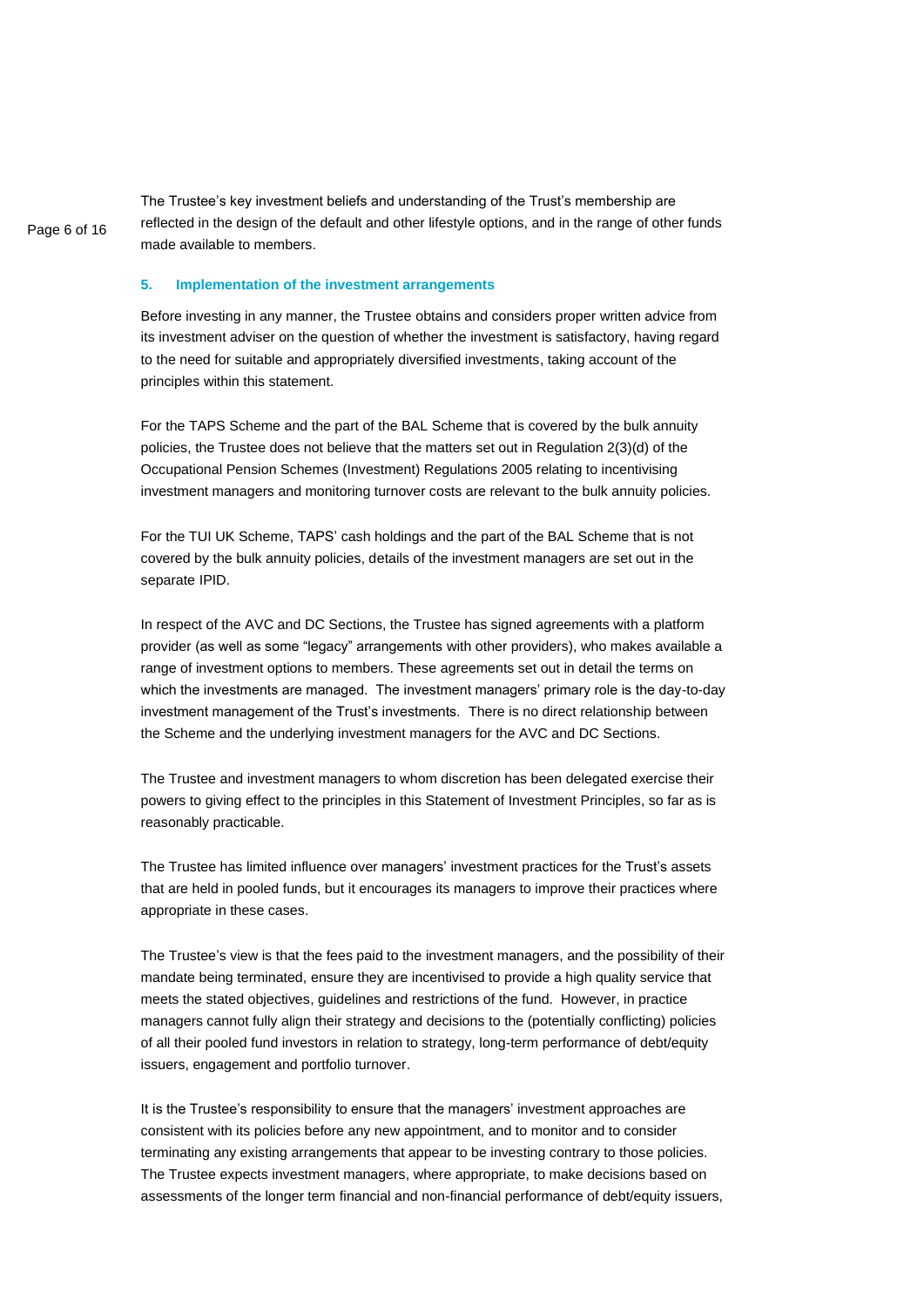The Trustee's key investment beliefs and understanding of the Trust's membership are reflected in the design of the default and other lifestyle options, and in the range of other funds made available to members.

## 5. Implementation of the investment arrangements

Before investing in any manner, the Trustee obtains and considers proper written advice from its investment adviser on the question of whether the investment is satisfactory, having regard to the need for suitable and appropriately diversified investments, taking account of the principles within this statement.

For the TAPS Scheme and the part of the BAL Scheme that is covered by the bulk annuity policies, the Trustee does not believe that the matters set out in Regulation 2(3)(d) of the Occupational Pension Schemes (Investment) Regulations 2005 relating to incentivising investment managers and monitoring turnover costs are relevant to the bulk annuity policies.

For the TUI UK Scheme, TAPS' cash holdings and the part of the BAL Scheme that is not covered by the bulk annuity policies, details of the investment managers are set out in the separate IPID.

In respect of the AVC and DC Sections, the Trustee has signed agreements with a platform provider (as well as some "legacy" arrangements with other providers), who makes available a range of investment options to members. These agreements set out in detail the terms on which the investments are managed. The investment managers' primary role is the day-to-day investment management of the Trust's investments. There is no direct relationship between the Scheme and the underlying investment managers for the AVC and DC Sections.

The Trustee and investment managers to whom discretion has been delegated exercise their powers to giving effect to the principles in this Statement of Investment Principles, so far as is reasonably practicable.

The Trustee has limited influence over managers' investment practices for the Trust's assets that are held in pooled funds, but it encourages its managers to improve their practices where appropriate in these cases.

The Trustee's view is that the fees paid to the investment managers, and the possibility of their mandate being terminated, ensure they are incentivised to provide a high quality service that meets the stated objectives, guidelines and restrictions of the fund. However, in practice managers cannot fully align their strategy and decisions to the (potentially conflicting) policies of all their pooled fund investors in relation to strategy, long-term performance of debt/equity issuers, engagement and portfolio turnover.

It is the Trustee's responsibility to ensure that the managers' investment approaches are consistent with its policies before any new appointment, and to monitor and to consider terminating any existing arrangements that appear to be investing contrary to those policies. The Trustee expects investment managers, where appropriate, to make decisions based on assessments of the longer term financial and non-financial performance of debt/equity issuers,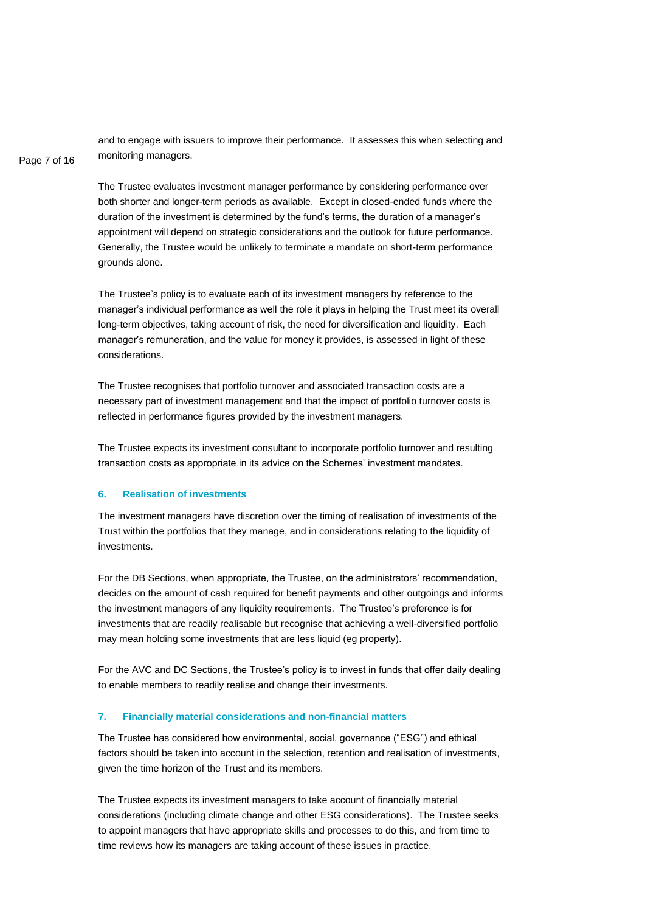and to engage with issuers to improve their performance. It assesses this when selecting and monitoring managers.

The Trustee evaluates investment manager performance by considering performance over both shorter and longer-term periods as available. Except in closed-ended funds where the duration of the investment is determined by the fund's terms, the duration of a manager's appointment will depend on strategic considerations and the outlook for future performance. Generally, the Trustee would be unlikely to terminate a mandate on short-term performance grounds alone.

The Trustee's policy is to evaluate each of its investment managers by reference to the manager's individual performance as well the role it plays in helping the Trust meet its overall long-term objectives, taking account of risk, the need for diversification and liquidity. Each manager's remuneration, and the value for money it provides, is assessed in light of these considerations.

The Trustee recognises that portfolio turnover and associated transaction costs are a necessary part of investment management and that the impact of portfolio turnover costs is reflected in performance figures provided by the investment managers.

The Trustee expects its investment consultant to incorporate portfolio turnover and resulting transaction costs as appropriate in its advice on the Schemes' investment mandates.

## 6. Realisation of investments

The investment managers have discretion over the timing of realisation of investments of the Trust within the portfolios that they manage, and in considerations relating to the liquidity of investments.

For the DB Sections, when appropriate, the Trustee, on the administrators' recommendation, decides on the amount of cash required for benefit payments and other outgoings and informs the investment managers of any liquidity requirements. The Trustee's preference is for investments that are readily realisable but recognise that achieving a well-diversified portfolio may mean holding some investments that are less liquid (eg property).

For the AVC and DC Sections, the Trustee's policy is to invest in funds that offer daily dealing to enable members to readily realise and change their investments.

## 7. Financially material considerations and non-financial matters

The Trustee has considered how environmental, social, governance ("ESG") and ethical factors should be taken into account in the selection, retention and realisation of investments, given the time horizon of the Trust and its members.

The Trustee expects its investment managers to take account of financially material considerations (including climate change and other ESG considerations). The Trustee seeks to appoint managers that have appropriate skills and processes to do this, and from time to time reviews how its managers are taking account of these issues in practice.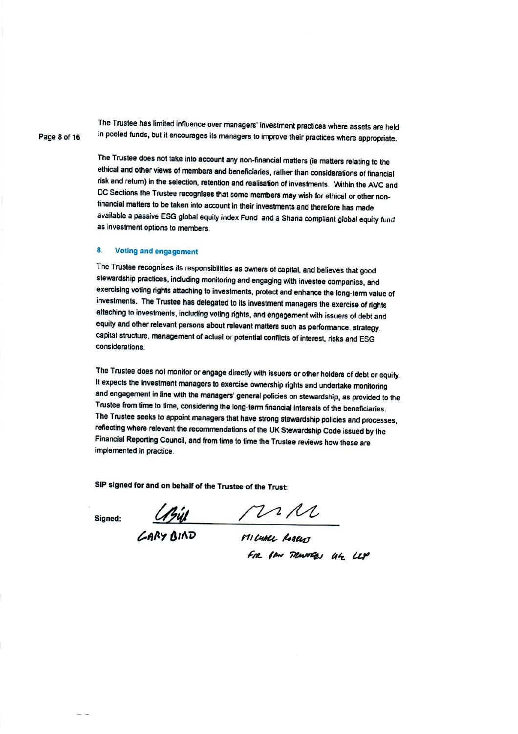The Trustee has limited influence over managers' investment practices where assets are held in pooled funds, but it encourages its managers to improve their practices where appropriate.

The Trustee does not take into account any non-financial matters (ie matters relating to the ethical and other views of members and beneficiaries, rather than considerations of financial risk and return) in the selection, retention and realisation of investments. Within the AVC and DC Sections the Trustee recognises that some members may wish for ethical or other non-financial matters to be taken into account in their investments and therefore has made available a passive ESG global equity index Fund and a Sharia compliant global equity fund as investment options to members.

## 8. Voting and engagement

The Trustee recognises its responsibilities as owners of capital, and believes that good stewardship practices, including monitoring and engaging with investee companies, and exercising voting rights attaching to investments, protect and enhance the long-term value of investments. The Trustee has delegated to its investment managers the exercise of rights attaching to investments, including voting rights, and engagement with issuers of debt and equity and other relevant persons about relevant matters such as performance, strategy, capital structure, management of actual or potential conflicts of interest, risks and ESG considerations.

The Trustee does not monitor or engage directly with issuers or other holders of debt or equity. It expects the investment managers to exercise ownership rights and undertake monitoring and engagement in line with the managers' general policies on stewardship, as provided to the Trustee from time to time, considering the long-term financial interests of the beneficiaries. The Trustee seeks to appoint managers that have strong stewardship policies and processes, reflecting where relevant the recommendations of the UK Stewardship Code issued by the Financial Reporting Council, and from time to time the Trustee reviews how these are implemented in practice.

**SIP signed for and on behalf of the Trustee of the Trust:**

**Signed:**

GARY BIRD

MICHAEL ROBERTS
FOR PAN TRUSTEES UK LLP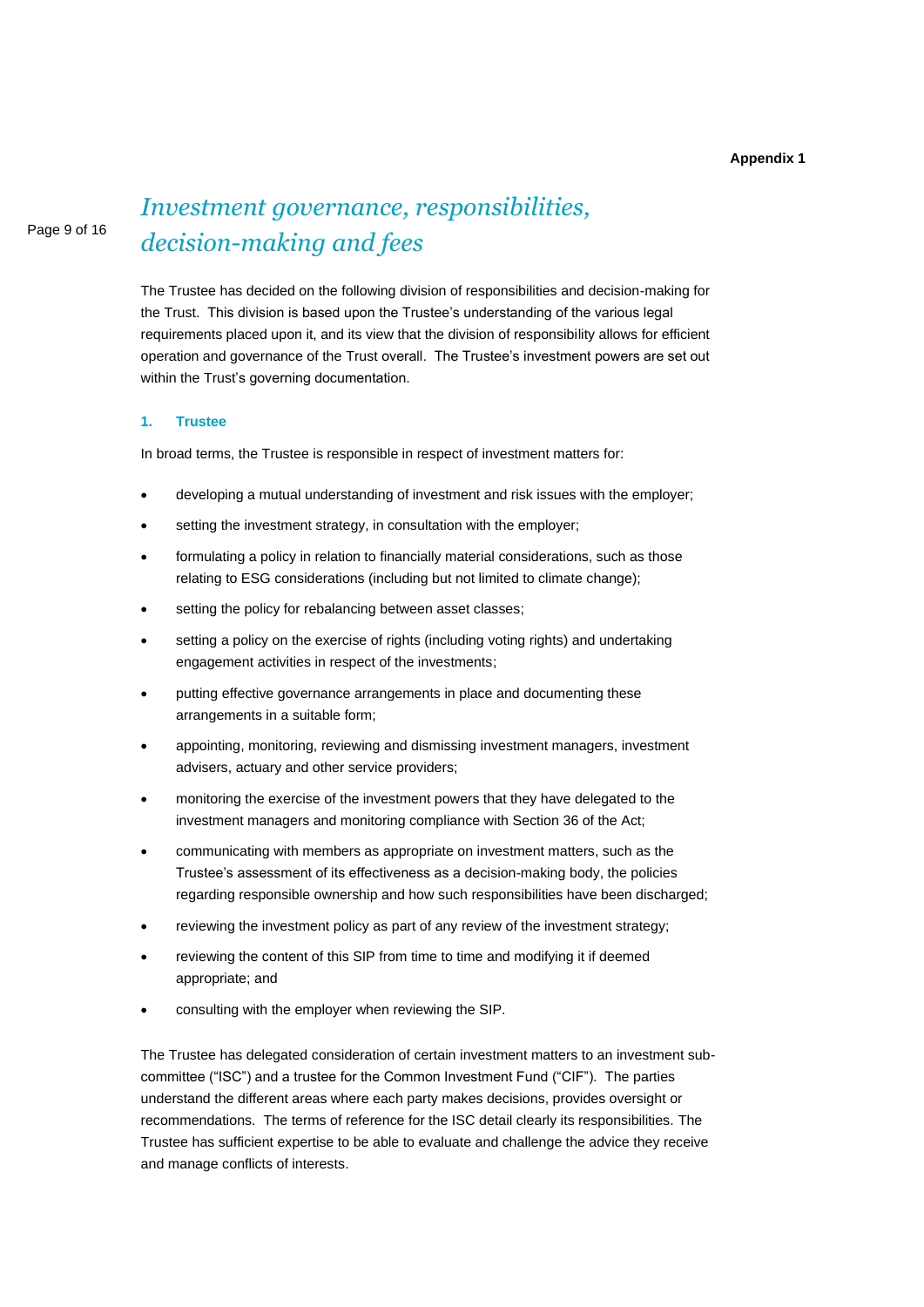**Appendix 1**

# *Investment governance, responsibilities, decision-making and fees*

The Trustee has decided on the following division of responsibilities and decision-making for the Trust. This division is based upon the Trustee's understanding of the various legal requirements placed upon it, and its view that the division of responsibility allows for efficient operation and governance of the Trust overall. The Trustee's investment powers are set out within the Trust's governing documentation.

### 1. Trustee

In broad terms, the Trustee is responsible in respect of investment matters for:

- developing a mutual understanding of investment and risk issues with the employer;
- setting the investment strategy, in consultation with the employer;
- formulating a policy in relation to financially material considerations, such as those relating to ESG considerations (including but not limited to climate change);
- setting the policy for rebalancing between asset classes;
- setting a policy on the exercise of rights (including voting rights) and undertaking engagement activities in respect of the investments;
- putting effective governance arrangements in place and documenting these arrangements in a suitable form;
- appointing, monitoring, reviewing and dismissing investment managers, investment advisers, actuary and other service providers;
- monitoring the exercise of the investment powers that they have delegated to the investment managers and monitoring compliance with Section 36 of the Act;
- communicating with members as appropriate on investment matters, such as the Trustee's assessment of its effectiveness as a decision-making body, the policies regarding responsible ownership and how such responsibilities have been discharged;
- reviewing the investment policy as part of any review of the investment strategy;
- reviewing the content of this SIP from time to time and modifying it if deemed appropriate; and
- consulting with the employer when reviewing the SIP.

The Trustee has delegated consideration of certain investment matters to an investment sub-committee ("ISC") and a trustee for the Common Investment Fund ("CIF"). The parties understand the different areas where each party makes decisions, provides oversight or recommendations. The terms of reference for the ISC detail clearly its responsibilities. The Trustee has sufficient expertise to be able to evaluate and challenge the advice they receive and manage conflicts of interests.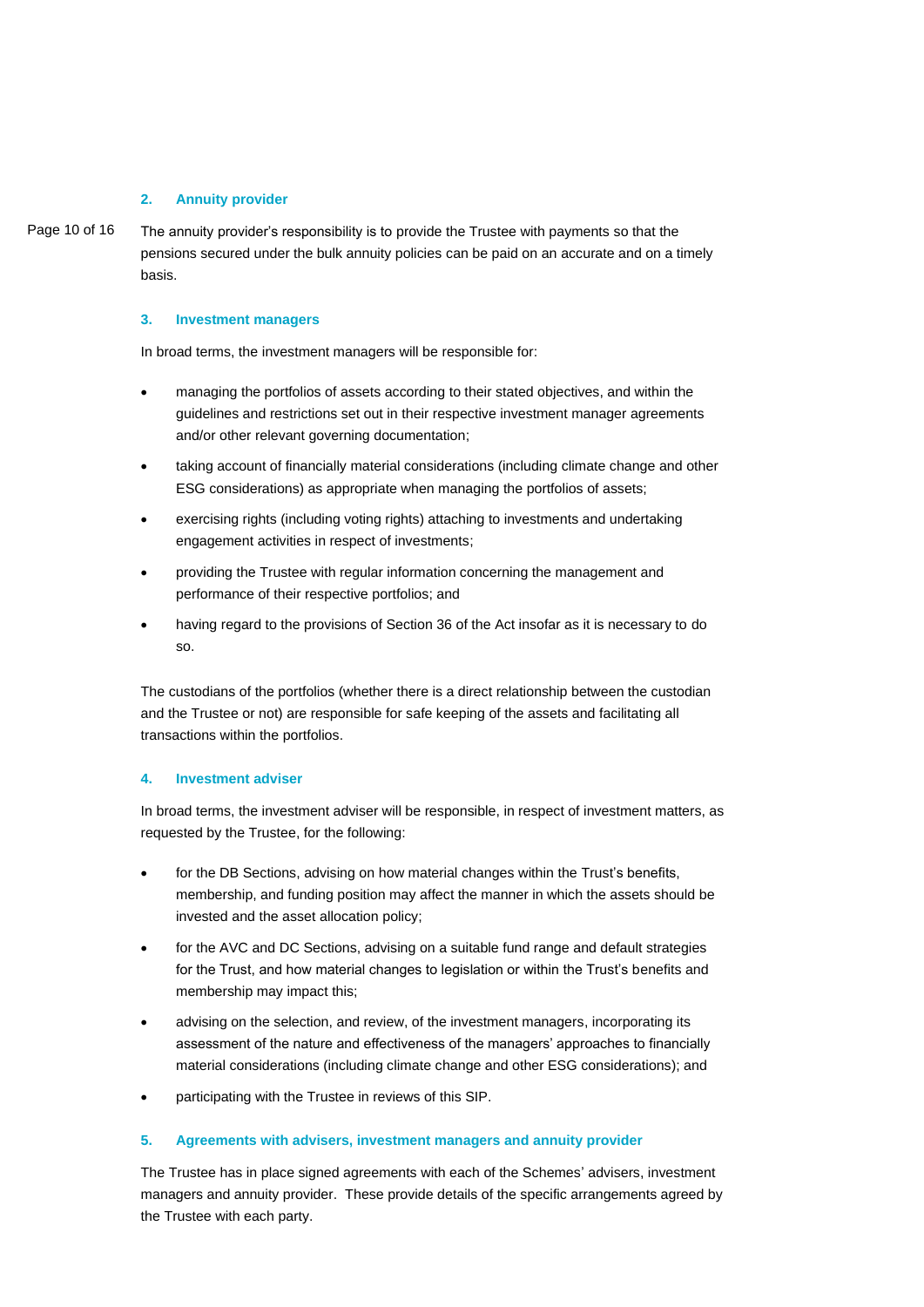### 2. Annuity provider

The annuity provider's responsibility is to provide the Trustee with payments so that the pensions secured under the bulk annuity policies can be paid on an accurate and on a timely basis.

### 3. Investment managers

In broad terms, the investment managers will be responsible for:

- managing the portfolios of assets according to their stated objectives, and within the guidelines and restrictions set out in their respective investment manager agreements and/or other relevant governing documentation;
- taking account of financially material considerations (including climate change and other ESG considerations) as appropriate when managing the portfolios of assets;
- exercising rights (including voting rights) attaching to investments and undertaking engagement activities in respect of investments;
- providing the Trustee with regular information concerning the management and performance of their respective portfolios; and
- having regard to the provisions of Section 36 of the Act insofar as it is necessary to do so.

The custodians of the portfolios (whether there is a direct relationship between the custodian and the Trustee or not) are responsible for safe keeping of the assets and facilitating all transactions within the portfolios.

### 4. Investment adviser

In broad terms, the investment adviser will be responsible, in respect of investment matters, as requested by the Trustee, for the following:

- for the DB Sections, advising on how material changes within the Trust's benefits, membership, and funding position may affect the manner in which the assets should be invested and the asset allocation policy;
- for the AVC and DC Sections, advising on a suitable fund range and default strategies for the Trust, and how material changes to legislation or within the Trust's benefits and membership may impact this;
- advising on the selection, and review, of the investment managers, incorporating its assessment of the nature and effectiveness of the managers' approaches to financially material considerations (including climate change and other ESG considerations); and
- participating with the Trustee in reviews of this SIP.

### 5. Agreements with advisers, investment managers and annuity provider

The Trustee has in place signed agreements with each of the Schemes' advisers, investment managers and annuity provider. These provide details of the specific arrangements agreed by the Trustee with each party.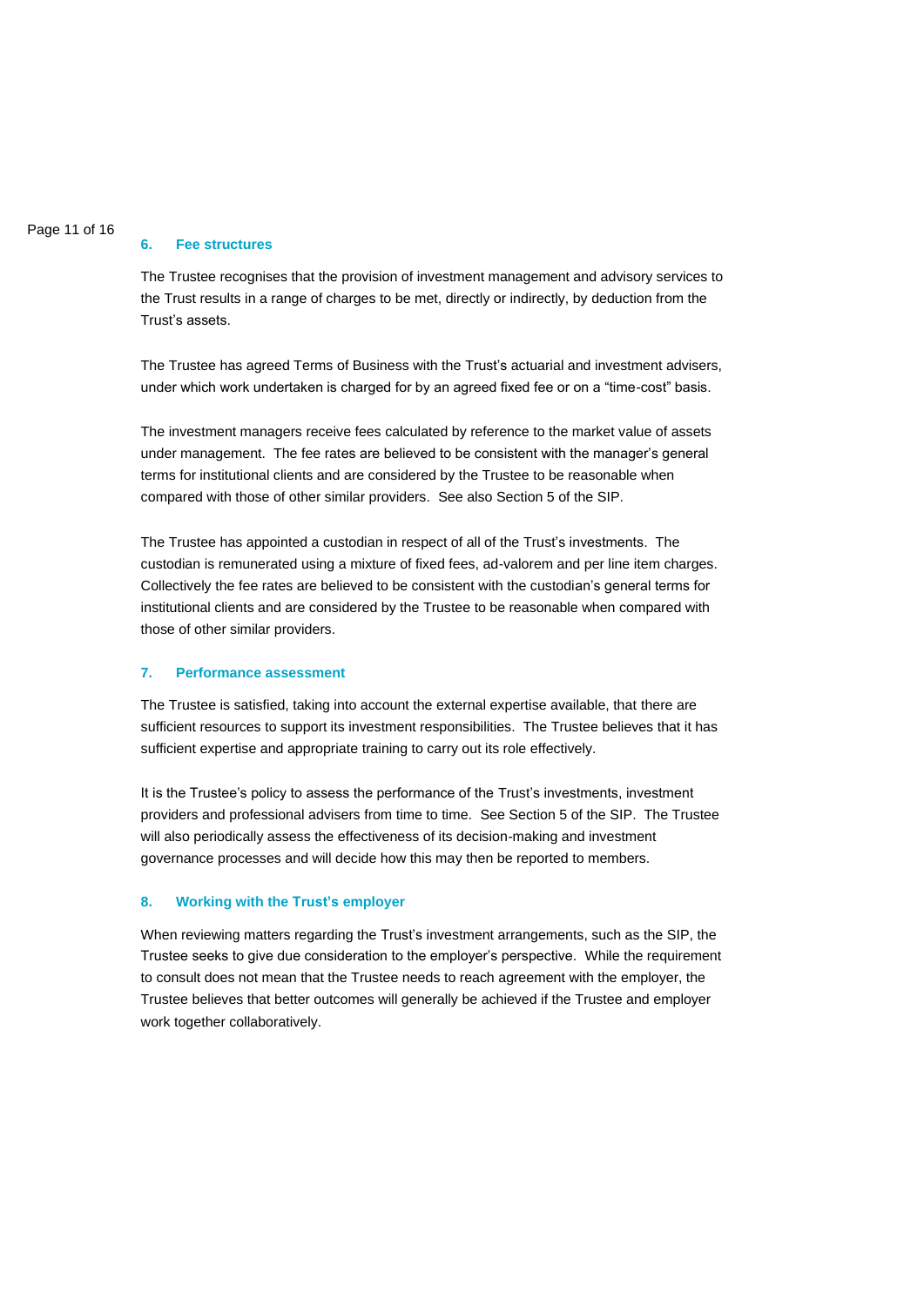## 6. Fee structures

The Trustee recognises that the provision of investment management and advisory services to the Trust results in a range of charges to be met, directly or indirectly, by deduction from the Trust's assets.

The Trustee has agreed Terms of Business with the Trust's actuarial and investment advisers, under which work undertaken is charged for by an agreed fixed fee or on a "time-cost" basis.

The investment managers receive fees calculated by reference to the market value of assets under management. The fee rates are believed to be consistent with the manager's general terms for institutional clients and are considered by the Trustee to be reasonable when compared with those of other similar providers. See also Section 5 of the SIP.

The Trustee has appointed a custodian in respect of all of the Trust's investments. The custodian is remunerated using a mixture of fixed fees, ad-valorem and per line item charges. Collectively the fee rates are believed to be consistent with the custodian's general terms for institutional clients and are considered by the Trustee to be reasonable when compared with those of other similar providers.

## 7. Performance assessment

The Trustee is satisfied, taking into account the external expertise available, that there are sufficient resources to support its investment responsibilities. The Trustee believes that it has sufficient expertise and appropriate training to carry out its role effectively.

It is the Trustee's policy to assess the performance of the Trust's investments, investment providers and professional advisers from time to time. See Section 5 of the SIP. The Trustee will also periodically assess the effectiveness of its decision-making and investment governance processes and will decide how this may then be reported to members.

## 8. Working with the Trust's employer

When reviewing matters regarding the Trust's investment arrangements, such as the SIP, the Trustee seeks to give due consideration to the employer's perspective. While the requirement to consult does not mean that the Trustee needs to reach agreement with the employer, the Trustee believes that better outcomes will generally be achieved if the Trustee and employer work together collaboratively.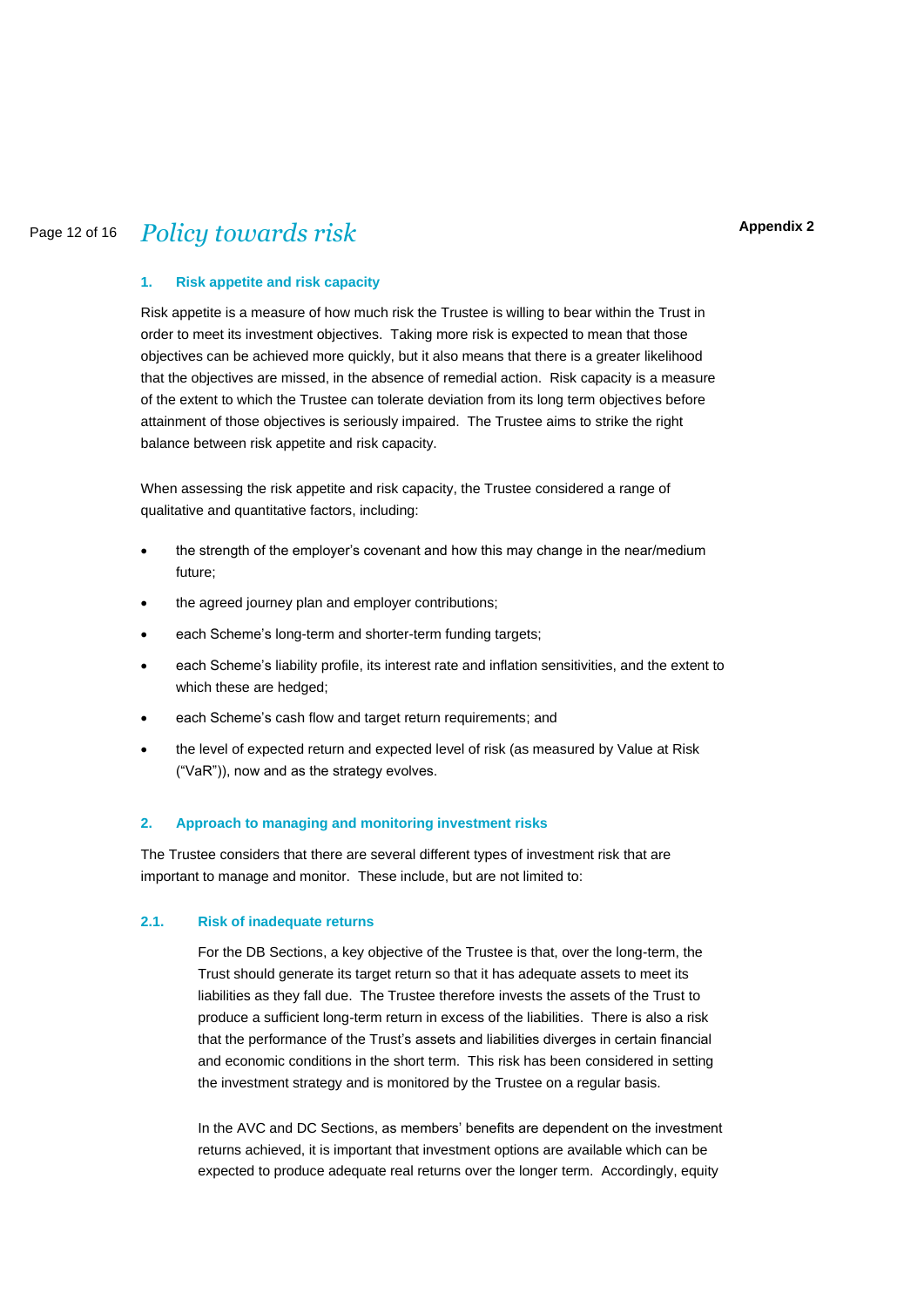# Policy towards risk

**Appendix 2**

## 1. Risk appetite and risk capacity

Risk appetite is a measure of how much risk the Trustee is willing to bear within the Trust in order to meet its investment objectives. Taking more risk is expected to mean that those objectives can be achieved more quickly, but it also means that there is a greater likelihood that the objectives are missed, in the absence of remedial action. Risk capacity is a measure of the extent to which the Trustee can tolerate deviation from its long term objectives before attainment of those objectives is seriously impaired. The Trustee aims to strike the right balance between risk appetite and risk capacity.

When assessing the risk appetite and risk capacity, the Trustee considered a range of qualitative and quantitative factors, including:

- the strength of the employer's covenant and how this may change in the near/medium future;
- the agreed journey plan and employer contributions;
- each Scheme's long-term and shorter-term funding targets;
- each Scheme's liability profile, its interest rate and inflation sensitivities, and the extent to which these are hedged;
- each Scheme's cash flow and target return requirements; and
- the level of expected return and expected level of risk (as measured by Value at Risk ("VaR")), now and as the strategy evolves.

## 2. Approach to managing and monitoring investment risks

The Trustee considers that there are several different types of investment risk that are important to manage and monitor. These include, but are not limited to:

### 2.1. Risk of inadequate returns

For the DB Sections, a key objective of the Trustee is that, over the long-term, the Trust should generate its target return so that it has adequate assets to meet its liabilities as they fall due. The Trustee therefore invests the assets of the Trust to produce a sufficient long-term return in excess of the liabilities. There is also a risk that the performance of the Trust's assets and liabilities diverges in certain financial and economic conditions in the short term. This risk has been considered in setting the investment strategy and is monitored by the Trustee on a regular basis.

In the AVC and DC Sections, as members' benefits are dependent on the investment returns achieved, it is important that investment options are available which can be expected to produce adequate real returns over the longer term. Accordingly, equity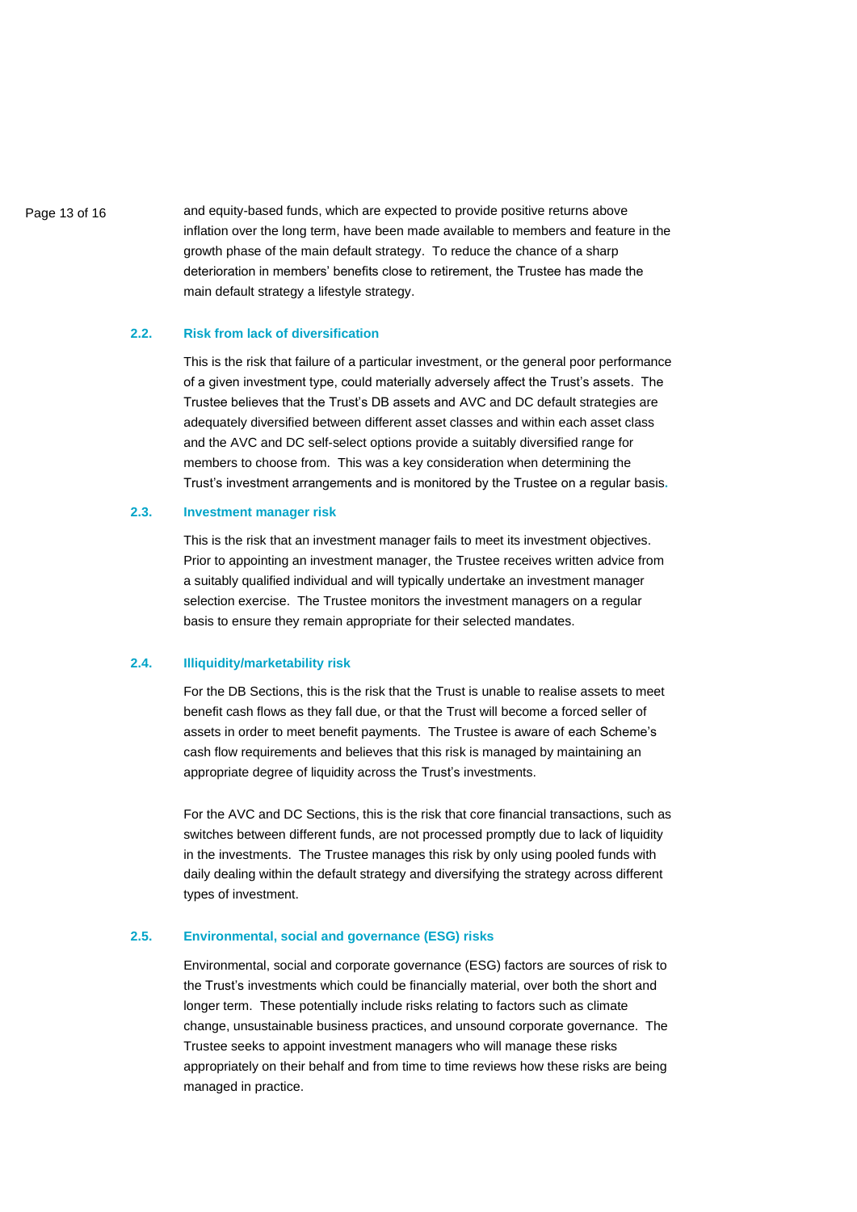and equity-based funds, which are expected to provide positive returns above inflation over the long term, have been made available to members and feature in the growth phase of the main default strategy. To reduce the chance of a sharp deterioration in members' benefits close to retirement, the Trustee has made the main default strategy a lifestyle strategy.

### 2.2. Risk from lack of diversification

This is the risk that failure of a particular investment, or the general poor performance of a given investment type, could materially adversely affect the Trust's assets. The Trustee believes that the Trust's DB assets and AVC and DC default strategies are adequately diversified between different asset classes and within each asset class and the AVC and DC self-select options provide a suitably diversified range for members to choose from. This was a key consideration when determining the Trust's investment arrangements and is monitored by the Trustee on a regular basis.

### 2.3. Investment manager risk

This is the risk that an investment manager fails to meet its investment objectives. Prior to appointing an investment manager, the Trustee receives written advice from a suitably qualified individual and will typically undertake an investment manager selection exercise. The Trustee monitors the investment managers on a regular basis to ensure they remain appropriate for their selected mandates.

### 2.4. Illiquidity/marketability risk

For the DB Sections, this is the risk that the Trust is unable to realise assets to meet benefit cash flows as they fall due, or that the Trust will become a forced seller of assets in order to meet benefit payments. The Trustee is aware of each Scheme's cash flow requirements and believes that this risk is managed by maintaining an appropriate degree of liquidity across the Trust's investments.

For the AVC and DC Sections, this is the risk that core financial transactions, such as switches between different funds, are not processed promptly due to lack of liquidity in the investments. The Trustee manages this risk by only using pooled funds with daily dealing within the default strategy and diversifying the strategy across different types of investment.

### 2.5. Environmental, social and governance (ESG) risks

Environmental, social and corporate governance (ESG) factors are sources of risk to the Trust's investments which could be financially material, over both the short and longer term. These potentially include risks relating to factors such as climate change, unsustainable business practices, and unsound corporate governance. The Trustee seeks to appoint investment managers who will manage these risks appropriately on their behalf and from time to time reviews how these risks are being managed in practice.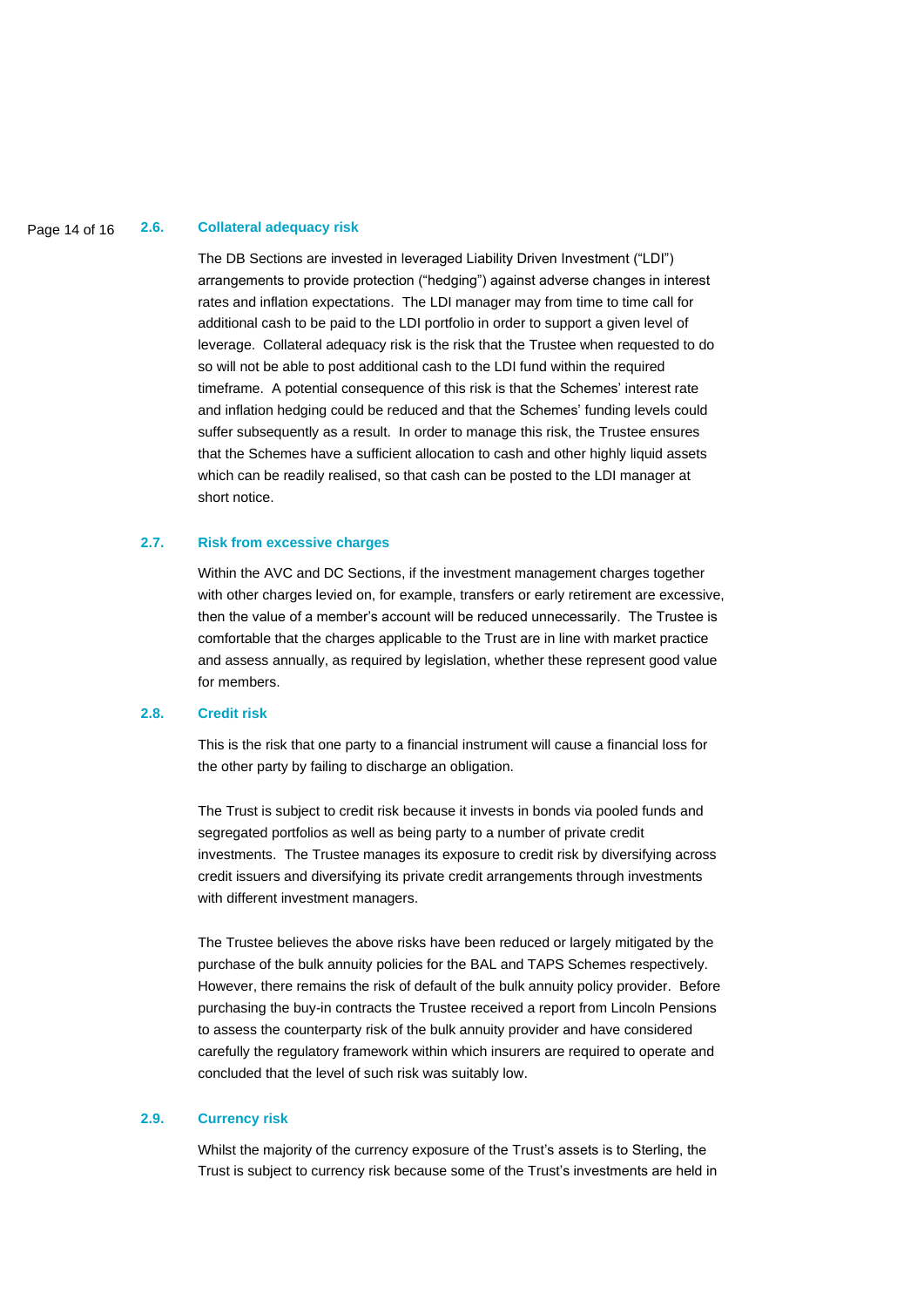### 2.6. Collateral adequacy risk

The DB Sections are invested in leveraged Liability Driven Investment ("LDI") arrangements to provide protection ("hedging") against adverse changes in interest rates and inflation expectations. The LDI manager may from time to time call for additional cash to be paid to the LDI portfolio in order to support a given level of leverage. Collateral adequacy risk is the risk that the Trustee when requested to do so will not be able to post additional cash to the LDI fund within the required timeframe. A potential consequence of this risk is that the Schemes' interest rate and inflation hedging could be reduced and that the Schemes' funding levels could suffer subsequently as a result. In order to manage this risk, the Trustee ensures that the Schemes have a sufficient allocation to cash and other highly liquid assets which can be readily realised, so that cash can be posted to the LDI manager at short notice.

### 2.7. Risk from excessive charges

Within the AVC and DC Sections, if the investment management charges together with other charges levied on, for example, transfers or early retirement are excessive, then the value of a member's account will be reduced unnecessarily. The Trustee is comfortable that the charges applicable to the Trust are in line with market practice and assess annually, as required by legislation, whether these represent good value for members.

### 2.8. Credit risk

This is the risk that one party to a financial instrument will cause a financial loss for the other party by failing to discharge an obligation.

The Trust is subject to credit risk because it invests in bonds via pooled funds and segregated portfolios as well as being party to a number of private credit investments. The Trustee manages its exposure to credit risk by diversifying across credit issuers and diversifying its private credit arrangements through investments with different investment managers.

The Trustee believes the above risks have been reduced or largely mitigated by the purchase of the bulk annuity policies for the BAL and TAPS Schemes respectively. However, there remains the risk of default of the bulk annuity policy provider. Before purchasing the buy-in contracts the Trustee received a report from Lincoln Pensions to assess the counterparty risk of the bulk annuity provider and have considered carefully the regulatory framework within which insurers are required to operate and concluded that the level of such risk was suitably low.

### 2.9. Currency risk

Whilst the majority of the currency exposure of the Trust's assets is to Sterling, the Trust is subject to currency risk because some of the Trust's investments are held in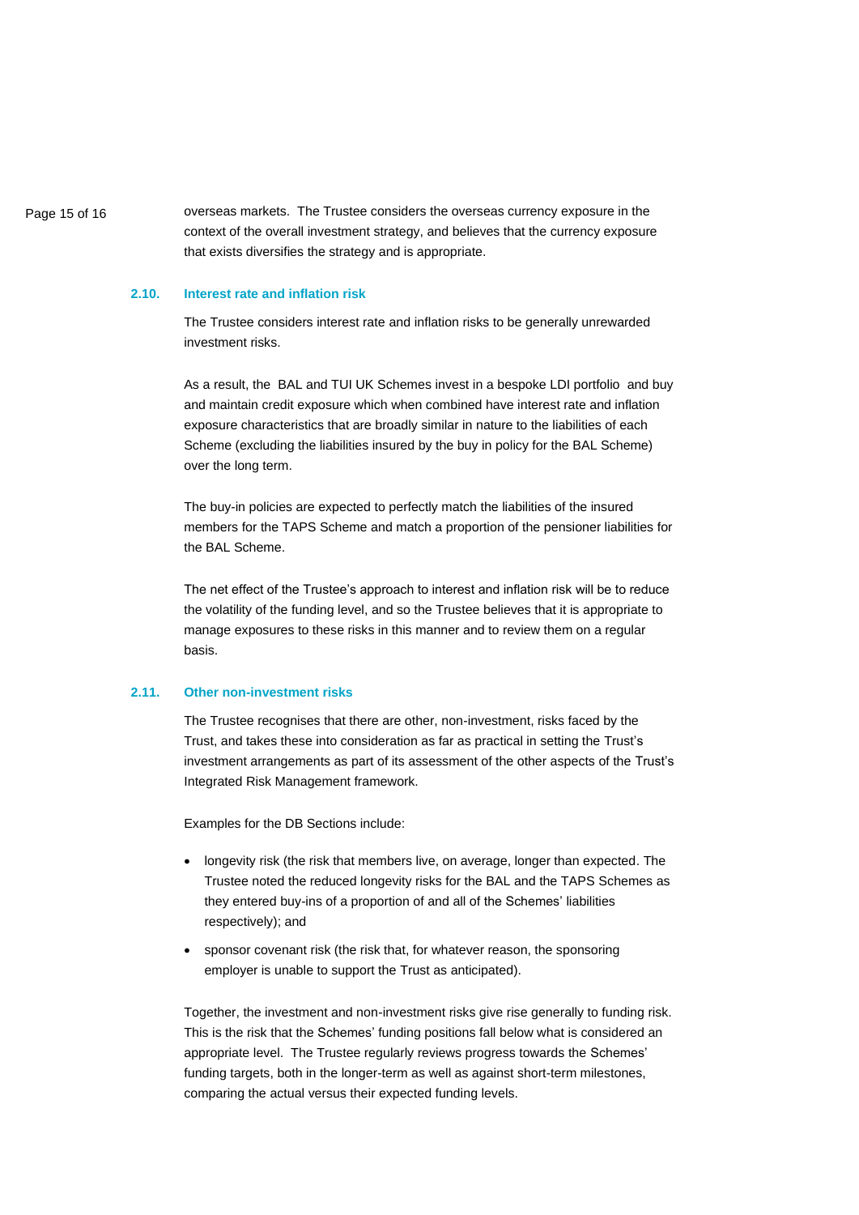overseas markets. The Trustee considers the overseas currency exposure in the context of the overall investment strategy, and believes that the currency exposure that exists diversifies the strategy and is appropriate.

### 2.10. Interest rate and inflation risk

The Trustee considers interest rate and inflation risks to be generally unrewarded investment risks.

As a result, the BAL and TUI UK Schemes invest in a bespoke LDI portfolio and buy and maintain credit exposure which when combined have interest rate and inflation exposure characteristics that are broadly similar in nature to the liabilities of each Scheme (excluding the liabilities insured by the buy in policy for the BAL Scheme) over the long term.

The buy-in policies are expected to perfectly match the liabilities of the insured members for the TAPS Scheme and match a proportion of the pensioner liabilities for the BAL Scheme.

The net effect of the Trustee's approach to interest and inflation risk will be to reduce the volatility of the funding level, and so the Trustee believes that it is appropriate to manage exposures to these risks in this manner and to review them on a regular basis.

### 2.11. Other non-investment risks

The Trustee recognises that there are other, non-investment, risks faced by the Trust, and takes these into consideration as far as practical in setting the Trust's investment arrangements as part of its assessment of the other aspects of the Trust's Integrated Risk Management framework.

Examples for the DB Sections include:

- longevity risk (the risk that members live, on average, longer than expected. The Trustee noted the reduced longevity risks for the BAL and the TAPS Schemes as they entered buy-ins of a proportion of and all of the Schemes' liabilities respectively); and
- sponsor covenant risk (the risk that, for whatever reason, the sponsoring employer is unable to support the Trust as anticipated).

Together, the investment and non-investment risks give rise generally to funding risk. This is the risk that the Schemes' funding positions fall below what is considered an appropriate level. The Trustee regularly reviews progress towards the Schemes' funding targets, both in the longer-term as well as against short-term milestones, comparing the actual versus their expected funding levels.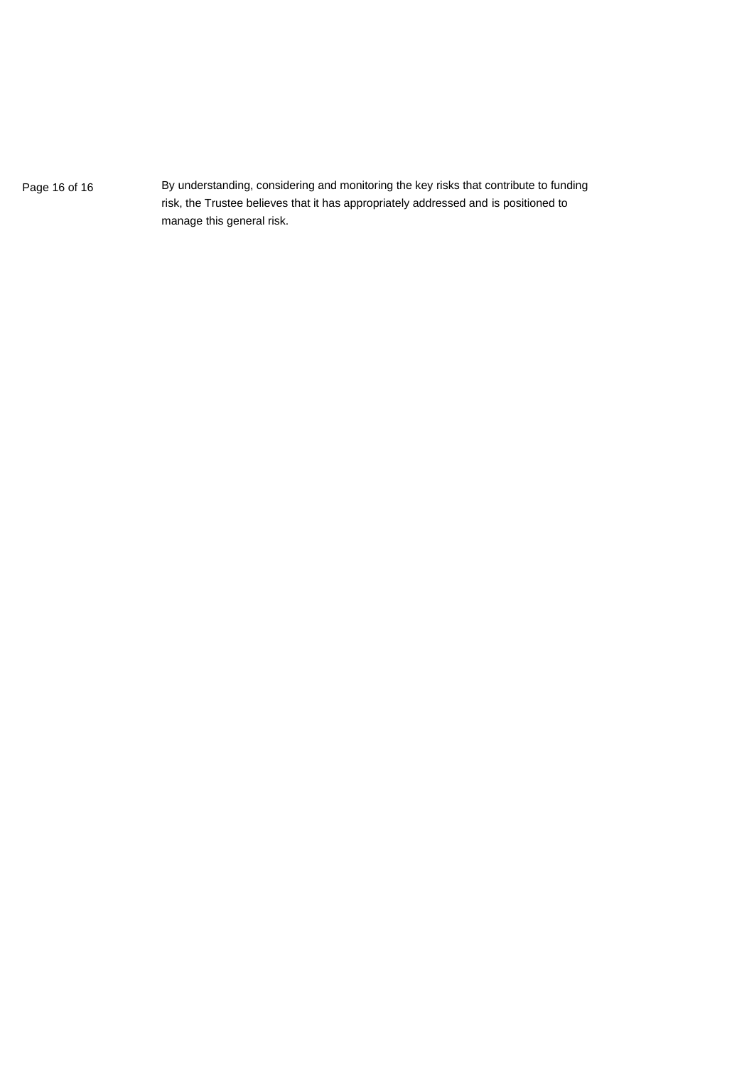By understanding, considering and monitoring the key risks that contribute to funding risk, the Trustee believes that it has appropriately addressed and is positioned to manage this general risk.